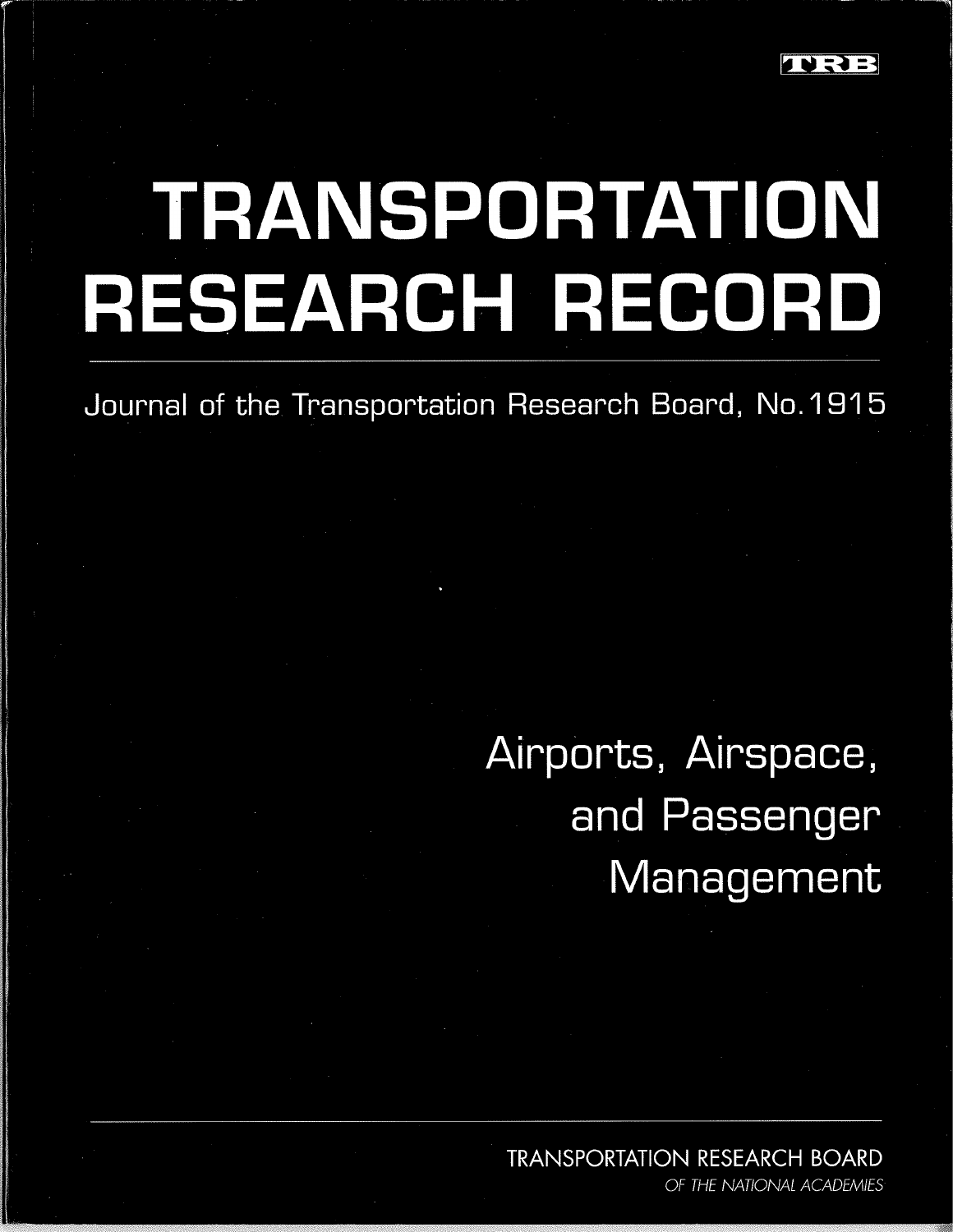TRB

# TRANSPORTATION RESEARCH RECORD

Journal of the Transportation Research Board, No. 1915

## Airports, Airspace, and Passenger Management

TRANSPORTATION RESEARCH BOARD
OF THE NATIONAL ACADEMIES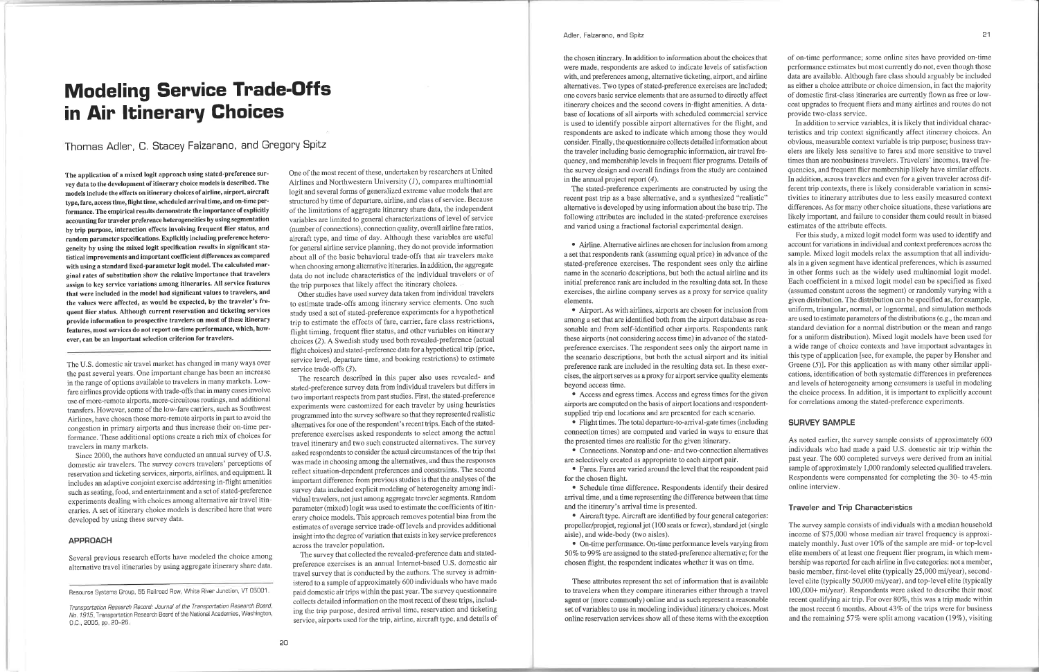# Modeling Service Trade-Offs in Air Itinerary Choices

Thomas Adler, C. Stacey Falzarano, and Gregory Spitz

**The application of a mixed logit approach using stated-preference survey data to the development of itinerary choice models is described. The models include the effects on itinerary choices of airline, airport, aircraft type, fare, access time, flight time, scheduled arrival time, and on-time performance. The empirical results demonstrate the importance of explicitly accounting for traveler preference heterogeneities by using segmentation by trip purpose, interaction effects involving frequent flier status, and random parameter specifications. Explicitly including preference heterogeneity by using the mixed logit specification results in significant statistical improvements and important coefficient differences as compared with using a standard fixed-parameter logit model. The calculated marginal rates of substitution show the relative importance that travelers assign to key service variations among itineraries. All service features that were included in the model had significant values to travelers, and the values were affected, as would be expected, by the traveler's frequent flier status. Although current reservation and ticketing services provide information to prospective travelers on most of these itinerary features, most services do not report on-time performance, which, however, can be an important selection criterion for travelers.**

The U.S. domestic air travel market has changed in many ways over the past several years. One important change has been an increase in the range of options available to travelers in many markets. Low-fare airlines provide options with trade-offs that in many cases involve use of more-remote airports, more-circuitous routings, and additional transfers. However, some of the low-fare carriers, such as Southwest Airlines, have chosen those more-remote airports in part to avoid the congestion in primary airports and thus increase their on-time performance. These additional options create a rich mix of choices for travelers in many markets.

Since 2000, the authors have conducted an annual survey of U.S. domestic air travelers. The survey covers travelers' perceptions of reservation and ticketing services, airports, airlines, and equipment. It includes an adaptive conjoint exercise addressing in-flight amenities such as seating, food, and entertainment and a set of stated-preference experiments dealing with choices among alternative air travel itineraries. A set of itinerary choice models is described here that were developed by using these survey data.

## APPROACH

Several previous research efforts have modeled the choice among alternative travel itineraries by using aggregate itinerary share data. One of the most recent of these, undertaken by researchers at United Airlines and Northwestern University (*1*), compares multinomial logit and several forms of generalized extreme value models that are structured by time of departure, airline, and class of service. Because of the limitations of aggregate itinerary share data, the independent variables are limited to general characterizations of level of service (number of connections), connection quality, overall airline fare ratios, aircraft type, and time of day. Although these variables are useful for general airline service planning, they do not provide information about all of the basic behavioral trade-offs that air travelers make when choosing among alternative itineraries. In addition, the aggregate data do not include characteristics of the individual travelers or of the trip purposes that likely affect the itinerary choices.

Other studies have used survey data taken from individual travelers to estimate trade-offs among itinerary service elements. One such study used a set of stated-preference experiments for a hypothetical trip to estimate the effects of fare, carrier, fare class restrictions, flight timing, frequent flier status, and other variables on itinerary choices (*2*). A Swedish study used both revealed-preference (actual flight choices) and stated-preference data for a hypothetical trip (price, service level, departure time, and booking restrictions) to estimate service trade-offs (*3*).

The research described in this paper also uses revealed- and stated-preference survey data from individual travelers but differs in two important respects from past studies. First, the stated-preference experiments were customized for each traveler by using heuristics programmed into the survey software so that they represented realistic alternatives for one of the respondent's recent trips. Each of the stated-preference exercises asked respondents to select among the actual travel itinerary and two such constructed alternatives. The survey asked respondents to consider the actual circumstances of the trip that was made in choosing among the alternatives, and thus the responses reflect situation-dependent preferences and constraints. The second important difference from previous studies is that the analyses of the survey data included explicit modeling of heterogeneity among individual travelers, not just among aggregate traveler segments. Random parameter (mixed) logit was used to estimate the coefficients of itinerary choice models. This approach removes potential bias from the estimates of average service trade-off levels and provides additional insight into the degree of variation that exists in key service preferences across the traveler population.

The survey that collected the revealed-preference data and stated-preference exercises is an annual Internet-based U.S. domestic air travel survey that is conducted by the authors. The survey is administered to a sample of approximately 600 individuals who have made paid domestic air trips within the past year. The survey questionnaire collects detailed information on the most recent of these trips, including the trip purpose, desired arrival time, reservation and ticketing service, airports used for the trip, airline, aircraft type, and details of the chosen itinerary. In addition to information about the choices that were made, respondents are asked to indicate levels of satisfaction with, and preferences among, alternative ticketing, airport, and airline alternatives. Two types of stated-preference exercises are included; one covers basic service elements that are assumed to directly affect itinerary choices and the second covers in-flight amenities. A database of locations of all airports with scheduled commercial service is used to identify possible airport alternatives for the flight, and respondents are asked to indicate which among those they would consider. Finally, the questionnaire collects detailed information about the traveler including basic demographic information, air travel frequency, and membership levels in frequent flier programs. Details of the survey design and overall findings from the study are contained in the annual project report (*4*).

The stated-preference experiments are constructed by using the recent past trip as a base alternative, and a synthesized "realistic" alternative is developed by using information about the base trip. The following attributes are included in the stated-preference exercises and varied using a fractional factorial experimental design.

- Airline. Alternative airlines are chosen for inclusion from among a set that respondents rank (assuming equal price) in advance of the stated-preference exercises. The respondent sees only the airline name in the scenario descriptions, but both the actual airline and its initial preference rank are included in the resulting data set. In these exercises, the airline company serves as a proxy for service quality elements.
- Airport. As with airlines, airports are chosen for inclusion from among a set that are identified both from the airport database as reasonable and from self-identified other airports. Respondents rank these airports (not considering access time) in advance of the stated-preference exercises. The respondent sees only the airport name in the scenario descriptions, but both the actual airport and its initial preference rank are included in the resulting data set. In these exercises, the airport serves as a proxy for airport service quality elements beyond access time.
- Access and egress times. Access and egress times for the given airports are computed on the basis of airport locations and respondent-supplied trip end locations and are presented for each scenario.
- Flight times. The total departure-to-arrival-gate times (including connection times) are computed and varied in ways to ensure that the presented times are realistic for the given itinerary.
- Connections. Nonstop and one- and two-connection alternatives are selectively created as appropriate to each airport pair.
- Fares. Fares are varied around the level that the respondent paid for the chosen flight.
- Schedule time difference. Respondents identify their desired arrival time, and a time representing the difference between that time and the itinerary's arrival time is presented.
- Aircraft type. Aircraft are identified by four general categories: propeller/propjet, regional jet (100 seats or fewer), standard jet (single aisle), and wide-body (two aisles).
- On-time performance. On-time performance levels varying from 50% to 99% are assigned to the stated-preference alternative; for the chosen flight, the respondent indicates whether it was on time.

These attributes represent the set of information that is available to travelers when they compare itineraries either through a travel agent or (more commonly) online and as such represent a reasonable set of variables to use in modeling individual itinerary choices. Most online reservation services show all of these items with the exception of on-time performance; some online sites have provided on-time performance estimates but most currently do not, even though those data are available. Although fare class should arguably be included as either a choice attribute or choice dimension, in fact the majority of domestic first-class itineraries are currently flown as free or low-cost upgrades to frequent fliers and many airlines and routes do not provide two-class service.

In addition to service variables, it is likely that individual characteristics and trip context significantly affect itinerary choices. An obvious, measurable context variable is trip purpose; business travelers are likely less sensitive to fares and more sensitive to travel times than are nonbusiness travelers. Travelers' incomes, travel frequencies, and frequent flier membership likely have similar effects. In addition, across travelers and even for a given traveler across different trip contexts, there is likely considerable variation in sensitivities to itinerary attributes due to less easily measured context differences. As for many other choice situations, these variations are likely important, and failure to consider them could result in biased estimates of the attribute effects.

For this study, a mixed logit model form was used to identify and account for variations in individual and context preferences across the sample. Mixed logit models relax the assumption that all individuals in a given segment have identical preferences, which is assumed in other forms such as the widely used multinomial logit model. Each coefficient in a mixed logit model can be specified as fixed (assumed constant across the segment) or randomly varying with a given distribution. The distribution can be specified as, for example, uniform, triangular, normal, or lognormal, and simulation methods are used to estimate parameters of the distributions (e.g., the mean and standard deviation for a normal distribution or the mean and range for a uniform distribution). Mixed logit models have been used for a wide range of choice contexts and have important advantages in this type of application [see, for example, the paper by Hensher and Greene (*5*)]. For this application as with many other similar applications, identification of both systematic differences in preferences and levels of heterogeneity among consumers is useful in modeling the choice process. In addition, it is important to explicitly account for correlations among the stated-preference experiments.

## SURVEY SAMPLE

As noted earlier, the survey sample consists of approximately 600 individuals who had made a paid U.S. domestic air trip within the past year. The 600 completed surveys were derived from an initial sample of approximately 1,000 randomly selected qualified travelers. Respondents were compensated for completing the 30- to 45-min online interview.

### Traveler and Trip Characteristics

The survey sample consists of individuals with a median household income of $75,000 whose median air travel frequency is approximately monthly. Just over 10% of the sample are mid- or top-level elite members of at least one frequent flier program, in which membership was reported for each airline in five categories: not a member, basic member, first-level elite (typically 25,000 mi/year), second-level elite (typically 50,000 mi/year), and top-level elite (typically 100,000+ mi/year). Respondents were asked to describe their most recent qualifying air trip. For over 80%, this was a trip made within the most recent 6 months. About 43% of the trips were for business and the remaining 57% were split among vacation (19%), visiting

Resource Systems Group, 55 Railroad Row, White River Junction, VT 05001.

*Transportation Research Record: Journal of the Transportation Research Board, No. 1915*, Transportation Research Board of the National Academies, Washington, D.C., 2005, pp. 20–26.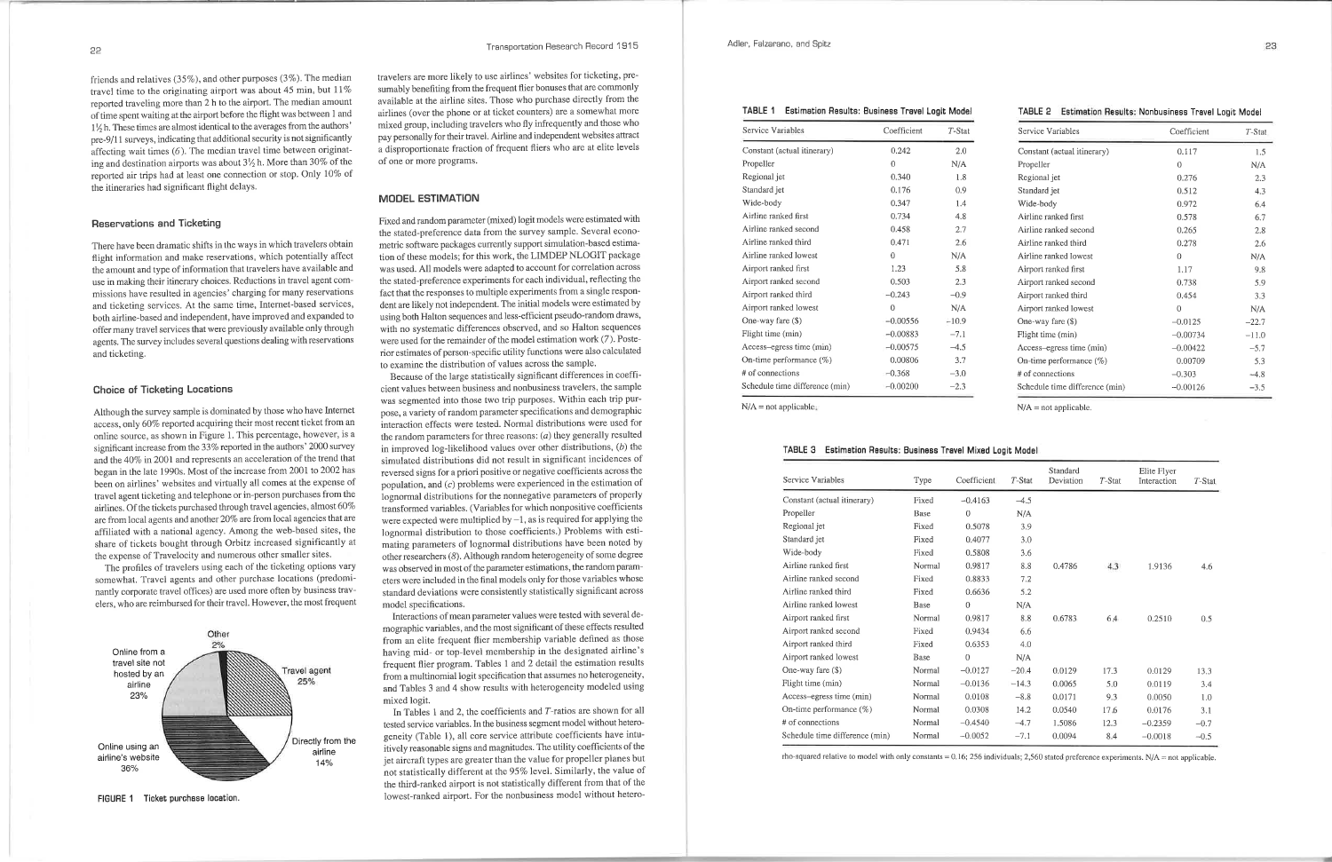friends and relatives (35%), and other purposes (3%). The median travel time to the originating airport was about 45 min, but 11% reported traveling more than 2 h to the airport. The median amount of time spent waiting at the airport before the flight was between 1 and 1½ h. These times are almost identical to the averages from the authors' pre-9/11 surveys, indicating that additional security is not significantly affecting wait times (6). The median travel time between originating and destination airports was about 3½ h. More than 30% of the reported air trips had at least one connection or stop. Only 10% of the itineraries had significant flight delays.

### Reservations and Ticketing

There have been dramatic shifts in the ways in which travelers obtain flight information and make reservations, which potentially affect the amount and type of information that travelers have available and use in making their itinerary choices. Reductions in travel agent commissions have resulted in agencies' charging for many reservations and ticketing services. At the same time, Internet-based services, both airline-based and independent, have improved and expanded to offer many travel services that were previously available only through agents. The survey includes several questions dealing with reservations and ticketing.

### Choice of Ticketing Locations

Although the survey sample is dominated by those who have Internet access, only 60% reported acquiring their most recent ticket from an online source, as shown in Figure 1. This percentage, however, is a significant increase from the 33% reported in the authors' 2000 survey and the 40% in 2001 and represents an acceleration of the trend that began in the late 1990s. Most of the increase from 2001 to 2002 has been on airlines' websites and virtually all comes at the expense of travel agent ticketing and telephone or in-person purchases from the airlines. Of the tickets purchased through travel agencies, almost 60% are from local agents and another 20% are from local agencies that are affiliated with a national agency. Among the web-based sites, the share of tickets bought through Orbitz increased significantly at the expense of Travelocity and numerous other smaller sites.

The profiles of travelers using each of the ticketing options vary somewhat. Travel agents and other purchase locations (predominantly corporate travel offices) are used more often by business travelers, who are reimbursed for their travel. However, the most frequent travelers are more likely to use airlines' websites for ticketing, presumably benefiting from the frequent flier bonuses that are commonly available at the airline sites. Those who purchase directly from the airlines (over the phone or at ticket counters) are a somewhat more mixed group, including travelers who fly infrequently and those who pay personally for their travel. Airline and independent websites attract a disproportionate fraction of frequent fliers who are at elite levels of one or more programs.

Other 2%; Travel agent 25%; Directly from the airline 14%; Online using an airline's website 36%; Online from a travel site not hosted by an airline 23%

FIGURE 1 Ticket purchase location.

## MODEL ESTIMATION

Fixed and random parameter (mixed) logit models were estimated with the stated-preference data from the survey sample. Several econometric software packages currently support simulation-based estimation of these models; for this work, the LIMDEP NLOGIT package was used. All models were adapted to account for correlation across the stated-preference experiments for each individual, reflecting the fact that the responses to multiple experiments from a single respondent are likely not independent. The initial models were estimated by using both Halton sequences and less-efficient pseudo-random draws, with no systematic differences observed, and so Halton sequences were used for the remainder of the model estimation work (7). Posterior estimates of person-specific utility functions were also calculated to examine the distribution of values across the sample.

Because of the large statistically significant differences in coefficient values between business and nonbusiness travelers, the sample was segmented into those two trip purposes. Within each trip purpose, a variety of random parameter specifications and demographic interaction effects were tested. Normal distributions were used for the random parameters for three reasons: (*a*) they generally resulted in improved log-likelihood values over other distributions, (*b*) the simulated distributions did not result in significant incidences of reversed signs for a priori positive or negative coefficients across the population, and (*c*) problems were experienced in the estimation of lognormal distributions for the nonnegative parameters of properly transformed variables. (Variables for which nonpositive coefficients were expected were multiplied by −1, as is required for applying the lognormal distribution to those coefficients.) Problems with estimating parameters of lognormal distributions have been noted by other researchers (8). Although random heterogeneity of some degree was observed in most of the parameter estimations, the random parameters were included in the final models only for those variables whose standard deviations were consistently statistically significant across model specifications.

Interactions of mean parameter values were tested with several demographic variables, and the most significant of these effects resulted from an elite frequent flier membership variable defined as those having mid- or top-level membership in the designated airline's frequent flier program. Tables 1 and 2 detail the estimation results from a multinomial logit specification that assumes no heterogeneity, and Tables 3 and 4 show results with heterogeneity modeled using mixed logit.

In Tables 1 and 2, the coefficients and *T*-ratios are shown for all tested service variables. In the business segment model without heterogeneity (Table 1), all core service attribute coefficients have intuitively reasonable signs and magnitudes. The utility coefficients of the jet aircraft types are greater than the value for propeller planes but not statistically different at the 95% level. Similarly, the value of the third-ranked airport is not statistically different from that of the lowest-ranked airport. For the nonbusiness model without hetero-

**TABLE 1 Estimation Results: Business Travel Logit Model**

| Service Variables | Coefficient | *T*-Stat |
|---|---|---|
| Constant (actual itinerary) | 0.242 | 2.0 |
| Propeller | 0 | N/A |
| Regional jet | 0.340 | 1.8 |
| Standard jet | 0.176 | 0.9 |
| Wide-body | 0.347 | 1.4 |
| Airline ranked first | 0.734 | 4.8 |
| Airline ranked second | 0.458 | 2.7 |
| Airline ranked third | 0.471 | 2.6 |
| Airline ranked lowest | 0 | N/A |
| Airport ranked first | 1.23 | 5.8 |
| Airport ranked second | 0.503 | 2.3 |
| Airport ranked third | −0.243 | −0.9 |
| Airport ranked lowest | 0 | N/A |
| One-way fare ($) | −0.00556 | −10.9 |
| Flight time (min) | −0.00883 | −7.1 |
| Access–egress time (min) | −0.00575 | −4.5 |
| On-time performance (%) | 0.00806 | 3.7 |
| # of connections | −0.368 | −3.0 |
| Schedule time difference (min) | −0.00200 | −2.3 |

N/A = not applicable.

**TABLE 2 Estimation Results: Nonbusiness Travel Logit Model**

| Service Variables | Coefficient | *T*-Stat |
|---|---|---|
| Constant (actual itinerary) | 0.117 | 1.5 |
| Propeller | 0 | N/A |
| Regional jet | 0.276 | 2.3 |
| Standard jet | 0.512 | 4.3 |
| Wide-body | 0.972 | 6.4 |
| Airline ranked first | 0.578 | 6.7 |
| Airline ranked second | 0.265 | 2.8 |
| Airline ranked third | 0.278 | 2.6 |
| Airline ranked lowest | 0 | N/A |
| Airport ranked first | 1.17 | 9.8 |
| Airport ranked second | 0.738 | 5.9 |
| Airport ranked third | 0.454 | 3.3 |
| Airport ranked lowest | 0 | N/A |
| One-way fare ($) | −0.0125 | −22.7 |
| Flight time (min) | −0.00734 | −11.0 |
| Access–egress time (min) | −0.00422 | −5.7 |
| On-time performance (%) | 0.00709 | 5.3 |
| # of connections | −0.303 | −4.8 |
| Schedule time difference (min) | −0.00126 | −3.5 |

N/A = not applicable.

**TABLE 3 Estimation Results: Business Travel Mixed Logit Model**

| Service Variables | Type | Coefficient | *T*-Stat | Standard Deviation | *T*-Stat | Elite Flyer Interaction | *T*-Stat |
|---|---|---|---|---|---|---|---|
| Constant (actual itinerary) | Fixed | −0.4163 | −4.5 | | | | |
| Propeller | Base | 0 | N/A | | | | |
| Regional jet | Fixed | 0.5078 | 3.9 | | | | |
| Standard jet | Fixed | 0.4077 | 3.0 | | | | |
| Wide-body | Fixed | 0.5808 | 3.6 | | | | |
| Airline ranked first | Normal | 0.9817 | 8.8 | 0.4786 | 4.3 | 1.9136 | 4.6 |
| Airline ranked second | Fixed | 0.8833 | 7.2 | | | | |
| Airline ranked third | Fixed | 0.6636 | 5.2 | | | | |
| Airline ranked lowest | Base | 0 | N/A | | | | |
| Airport ranked first | Normal | 0.9817 | 8.8 | 0.6783 | 6.4 | 0.2510 | 0.5 |
| Airport ranked second | Fixed | 0.9434 | 6.6 | | | | |
| Airport ranked third | Fixed | 0.6353 | 4.0 | | | | |
| Airport ranked lowest | Base | 0 | N/A | | | | |
| One-way fare ($) | Normal | −0.0127 | −20.4 | 0.0129 | 17.3 | 0.0129 | 13.3 |
| Flight time (min) | Normal | −0.0136 | −14.3 | 0.0065 | 5.0 | 0.0119 | 3.4 |
| Access-egress time (min) | Normal | 0.0108 | −8.8 | 0.0171 | 9.3 | 0.0050 | 1.0 |
| On-time performance (%) | Normal | 0.0308 | 14.2 | 0.0540 | 17.6 | 0.0176 | 3.1 |
| # of connections | Normal | −0.4540 | −4.7 | 1.5086 | 12.3 | −0.2359 | −0.7 |
| Schedule time difference (min) | Normal | −0.0052 | −7.1 | 0.0094 | 8.4 | −0.0018 | −0.5 |

rho-squared relative to model with only constants = 0.16; 256 individuals; 2,560 stated preference experiments. N/A = not applicable.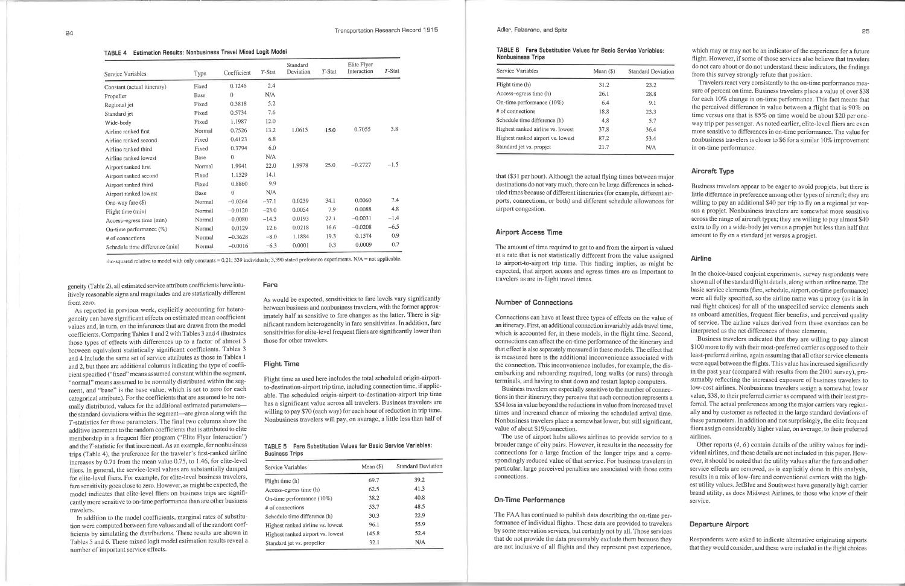**TABLE 4 Estimation Results: Nonbusiness Travel Mixed Logit Model**

| Service Variables | Type | Coefficient | T-Stat | Standard Deviation | T-Stat | Elite Flyer Interaction | T-Stat |
|---|---|---|---|---|---|---|---|
| Constant (actual itinerary) | Fixed | 0.1246 | 2.4 | | | | |
| Propeller | Base | 0 | N/A | | | | |
| Regional jet | Fixed | 0.3818 | 5.2 | | | | |
| Standard jet | Fixed | 0.5734 | 7.6 | | | | |
| Wide-body | Fixed | 1.1987 | 12.0 | | | | |
| Airline ranked first | Normal | 0.7526 | 13.2 | 1.0615 | 15.0 | 0.7055 | 3.8 |
| Airline ranked second | Fixed | 0.4123 | 6.8 | | | | |
| Airline ranked third | Fixed | 0.3794 | 6.0 | | | | |
| Airline ranked lowest | Base | 0 | N/A | | | | |
| Airport ranked first | Normal | 1.9941 | 22.0 | 1.9978 | 25.0 | −0.2727 | −1.5 |
| Airport ranked second | Fixed | 1.1529 | 14.1 | | | | |
| Airport ranked third | Fixed | 0.8860 | 9.9 | | | | |
| Airport ranked lowest | Base | 0 | N/A | | | | |
| One-way fare ($) | Normal | −0.0264 | −37.1 | 0.0239 | 34.1 | 0.0060 | 7.4 |
| Flight time (min) | Normal | −0.0120 | −23.0 | 0.0054 | 7.9 | 0.0088 | 4.8 |
| Access–egress time (min) | Normal | −0.0080 | −14.3 | 0.0193 | 22.1 | −0.0031 | −1.4 |
| On-time performance (%) | Normal | 0.0129 | 12.6 | 0.0218 | 16.6 | −0.0208 | −6.5 |
| # of connections | Normal | −0.3628 | −8.0 | 1.1884 | 19.3 | 0.1574 | 0.9 |
| Schedule time difference (min) | Normal | −0.0016 | −6.3 | 0.0001 | 0.3 | 0.0009 | 0.7 |

rho-squared relative to model with only constants = 0.21; 339 individuals; 3,390 stated preference experiments. N/A = not applicable.

geneity (Table 2), all estimated service attribute coefficients have intuitively reasonable signs and magnitudes and are statistically different from zero.

As reported in previous work, explicitly accounting for heterogeneity can have significant effects on estimated mean coefficient values and, in turn, on the inferences that are drawn from the model coefficients. Comparing Tables 1 and 2 with Tables 3 and 4 illustrates those types of effects with differences up to a factor of almost 3 between equivalent statistically significant coefficients. Tables 3 and 4 include the same set of service attributes as those in Tables 1 and 2, but there are additional columns indicating the type of coefficient specified ("fixed" means assumed constant within the segment, "normal" means assumed to be normally distributed within the segment, and "base" is the base value, which is set to zero for each categorical attribute). For the coefficients that are assumed to be normally distributed, values for the additional estimated parameters—the standard deviations within the segment—are given along with the *T*-statistics for those parameters. The final two columns show the additive increment to the random coefficients that is attributed to elite membership in a frequent flier program ("Elite Flyer Interaction") and the *T*-statistic for that increment. As an example, for nonbusiness trips (Table 4), the preference for the traveler's first-ranked airline increases by 0.71 from the mean value 0.75, to 1.46, for elite-level fliers. In general, the service-level values are substantially damped for elite-level fliers. For example, for elite-level business travelers, fare sensitivity goes close to zero. However, as might be expected, the model indicates that elite-level fliers on business trips are significantly more sensitive to on-time performance than are other business travelers.

In addition to the model coefficients, marginal rates of substitution were computed between fare values and all of the random coefficients by simulating the distributions. These results are shown in Tables 5 and 6. These mixed logit model estimation results reveal a number of important service effects.

## Fare

As would be expected, sensitivities to fare levels vary significantly between business and nonbusiness travelers, with the former approximately half as sensitive to fare changes as the latter. There is significant random heterogeneity in fare sensitivities. In addition, fare sensitivities for elite-level frequent fliers are significantly lower than those for other travelers.

## Flight Time

Flight time as used here includes the total scheduled origin-airport-to-destination-airport trip time, including connection time, if applicable. The scheduled origin-airport-to-destination-airport trip time has a significant value across all travelers. Business travelers are willing to pay $70 (each way) for each hour of reduction in trip time. Nonbusiness travelers will pay, on average, a little less than half of that ($31 per hour). Although the actual flying times between major destinations do not vary much, there can be large differences in scheduled times because of different itineraries (for example, different airports, connections, or both) and different schedule allowances for airport congestion.

**TABLE 5 Fare Substitution Values for Basic Service Variables: Business Trips**

| Service Variables | Mean ($) | Standard Deviation |
|---|---|---|
| Flight time (h) | 69.7 | 39.2 |
| Access–egress time (h) | 62.5 | 41.3 |
| On-time performance (10%) | 38.2 | 40.8 |
| # of connections | 53.7 | 48.5 |
| Schedule time difference (h) | 30.3 | 22.9 |
| Highest ranked airline vs. lowest | 96.1 | 55.9 |
| Highest ranked airport vs. lowest | 145.8 | 52.4 |
| Standard jet vs. propeller | 32.1 | N/A |

**TABLE 6 Fare Substitution Values for Basic Service Variables: Nonbusiness Trips**

| Service Variables | Mean ($) | Standard Deviation |
|---|---|---|
| Flight time (h) | 31.2 | 23.2 |
| Access–egress time (h) | 26.1 | 28.8 |
| On-time performance (10%) | 6.4 | 9.1 |
| # of connections | 18.8 | 23.3 |
| Schedule time difference (h) | 4.8 | 5.7 |
| Highest ranked airline vs. lowest | 37.8 | 36.4 |
| Highest ranked airport vs. lowest | 87.2 | 53.4 |
| Standard jet vs. propjet | 21.7 | N/A |

## Airport Access Time

The amount of time required to get to and from the airport is valued at a rate that is not statistically different from the value assigned to airport-to-airport trip time. This finding implies, as might be expected, that airport access and egress times are as important to travelers as are in-flight travel times.

## Number of Connections

Connections can have at least three types of effects on the value of an itinerary. First, an additional connection invariably adds travel time, which is accounted for, in these models, in the flight time. Second, connections can affect the on-time performance of the itinerary and that effect is also separately measured in these models. The effect that is measured here is the additional inconvenience associated with the connection. This inconvenience includes, for example, the disembarking and reboarding required, long walks (or runs) through terminals, and having to shut down and restart laptop computers.

Business travelers are especially sensitive to the number of connections in their itinerary; they perceive that each connection represents a $54 loss in value beyond the reductions in value from increased travel times and increased chance of missing the scheduled arrival time. Nonbusiness travelers place a somewhat lower, but still significant, value of about $19/connection.

The use of airport hubs allows airlines to provide service to a broader range of city pairs. However, it results in the necessity for connections for a large fraction of the longer trips and a correspondingly reduced value of that service. For business travelers in particular, large perceived penalties are associated with those extra connections.

## On-Time Performance

The FAA has continued to publish data describing the on-time performance of individual flights. These data are provided to travelers by some reservation services, but certainly not by all. Those services that do not provide the data presumably exclude them because they are not inclusive of all flights and they represent past experience, which may or may not be an indicator of the experience for a future flight. However, if some of those services also believe that travelers do not care about or do not understand these indicators, the findings from this survey strongly refute that position.

Travelers react very consistently to the on-time performance measure of percent on time. Business travelers place a value of over $38 for each 10% change in on-time performance. This fact means that the perceived difference in value between a flight that is 90% on time versus one that is 85% on time would be about $20 per one-way trip per passenger. As noted earlier, elite-level fliers are even more sensitive to differences in on-time performance. The value for nonbusiness travelers is closer to $6 for a similar 10% improvement in on-time performance.

## Aircraft Type

Business travelers appear to be eager to avoid propjets, but there is little difference in preference among other types of aircraft; they are willing to pay an additional $40 per trip to fly on a regional jet versus a propjet. Nonbusiness travelers are somewhat more sensitive across the range of aircraft types; they are willing to pay almost $40 extra to fly on a wide-body jet versus a propjet but less than half that amount to fly on a standard jet versus a propjet.

## Airline

In the choice-based conjoint experiments, survey respondents were shown all of the standard flight details, along with an airline name. The basic service elements (fare, schedule, airport, on-time performance) were all fully specified, so the airline name was a proxy (as it is in real flight choices) for all of the unspecified service elements such as onboard amenities, frequent flier benefits, and perceived quality of service. The airline values derived from these exercises can be interpreted as the net differences of those elements.

Business travelers indicated that they are willing to pay almost $100 more to fly with their most-preferred carrier as opposed to their least-preferred airline, again assuming that all other service elements were equal between the flights. This value has increased significantly in the past year (compared with results from the 2001 survey), presumably reflecting the increased exposure of business travelers to low-cost airlines. Nonbusiness travelers assign a somewhat lower value, $38, to their preferred carrier as compared with their least preferred. The actual preferences among the major carriers vary regionally and by customer as reflected in the large standard deviations of these parameters. In addition and not surprisingly, the elite frequent fliers assign considerably higher value, on average, to their preferred airlines.

Other reports (*4, 6*) contain details of the utility values for individual airlines, and those details are not included in this paper. However, it should be noted that the utility values after the fare and other service effects are removed, as is explicitly done in this analysis, results in a mix of low-fare and conventional carriers with the highest utility values. JetBlue and Southwest have generally high carrier brand utility, as does Midwest Airlines, to those who know of their service.

## Departure Airport

Respondents were asked to indicate alternative originating airports that they would consider, and these were included in the flight choices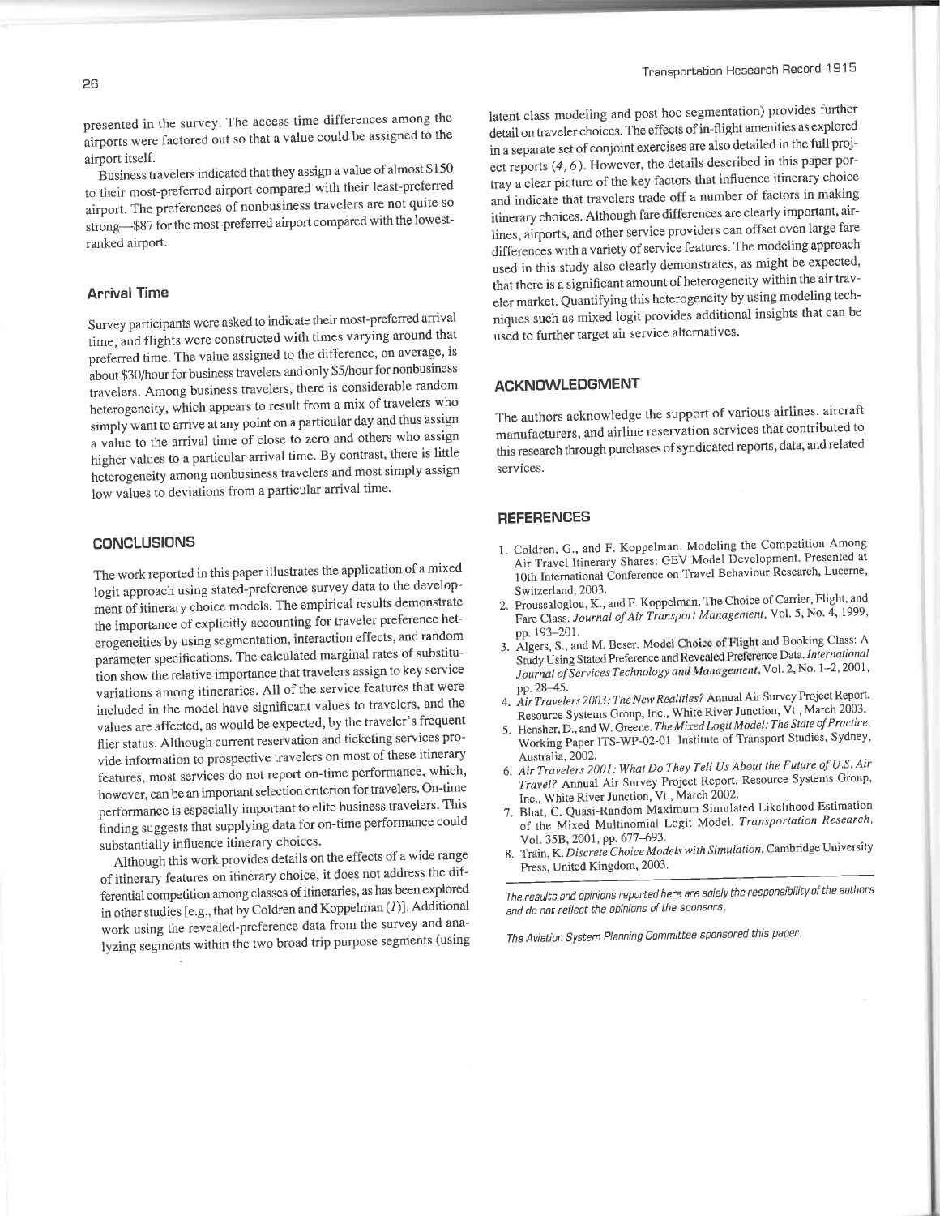presented in the survey. The access time differences among the airports were factored out so that a value could be assigned to the airport itself.

Business travelers indicated that they assign a value of almost $150 to their most-preferred airport compared with their least-preferred airport. The preferences of nonbusiness travelers are not quite so strong—$87 for the most-preferred airport compared with the lowest-ranked airport.

### Arrival Time

Survey participants were asked to indicate their most-preferred arrival time, and flights were constructed with times varying around that preferred time. The value assigned to the difference, on average, is about $30/hour for business travelers and only $5/hour for nonbusiness travelers. Among business travelers, there is considerable random heterogeneity, which appears to result from a mix of travelers who simply want to arrive at any point on a particular day and thus assign a value to the arrival time of close to zero and others who assign higher values to a particular arrival time. By contrast, there is little heterogeneity among nonbusiness travelers and most simply assign low values to deviations from a particular arrival time.

## CONCLUSIONS

The work reported in this paper illustrates the application of a mixed logit approach using stated-preference survey data to the development of itinerary choice models. The empirical results demonstrate the importance of explicitly accounting for traveler preference heterogeneities by using segmentation, interaction effects, and random parameter specifications. The calculated marginal rates of substitution show the relative importance that travelers assign to key service variations among itineraries. All of the service features that were included in the model have significant values to travelers, and the values are affected, as would be expected, by the traveler's frequent flier status. Although current reservation and ticketing services provide information to prospective travelers on most of these itinerary features, most services do not report on-time performance, which, however, can be an important selection criterion for travelers. On-time performance is especially important to elite business travelers. This finding suggests that supplying data for on-time performance could substantially influence itinerary choices.

Although this work provides details on the effects of a wide range of itinerary features on itinerary choice, it does not address the differential competition among classes of itineraries, as has been explored in other studies [e.g., that by Coldren and Koppelman (*1*)]. Additional work using the revealed-preference data from the survey and analyzing segments within the two broad trip purpose segments (using latent class modeling and post hoc segmentation) provides further detail on traveler choices. The effects of in-flight amenities as explored in a separate set of conjoint exercises are also detailed in the full project reports (*4, 6*). However, the details described in this paper portray a clear picture of the key factors that influence itinerary choice and indicate that travelers trade off a number of factors in making itinerary choices. Although fare differences are clearly important, airlines, airports, and other service providers can offset even large fare differences with a variety of service features. The modeling approach used in this study also clearly demonstrates, as might be expected, that there is a significant amount of heterogeneity within the air traveler market. Quantifying this heterogeneity by using modeling techniques such as mixed logit provides additional insights that can be used to further target air service alternatives.

## ACKNOWLEDGMENT

The authors acknowledge the support of various airlines, aircraft manufacturers, and airline reservation services that contributed to this research through purchases of syndicated reports, data, and related services.

## REFERENCES

1. Coldren, G., and F. Koppelman. Modeling the Competition Among Air Travel Itinerary Shares: GEV Model Development. Presented at 10th International Conference on Travel Behaviour Research, Lucerne, Switzerland, 2003.
2. Proussaloglou, K., and F. Koppelman. The Choice of Carrier, Flight, and Fare Class. *Journal of Air Transport Management*, Vol. 5, No. 4, 1999, pp. 193–201.
3. Algers, S., and M. Beser. Model Choice of Flight and Booking Class: A Study Using Stated Preference and Revealed Preference Data. *International Journal of Services Technology and Management*, Vol. 2, No. 1–2, 2001, pp. 28–45.
4. *Air Travelers 2003: The New Realities?* Annual Air Survey Project Report. Resource Systems Group, Inc., White River Junction, Vt., March 2003.
5. Hensher, D., and W. Greene. *The Mixed Logit Model: The State of Practice.* Working Paper ITS-WP-02-01. Institute of Transport Studies, Sydney, Australia, 2002.
6. *Air Travelers 2001: What Do They Tell Us About the Future of U.S. Air Travel?* Annual Air Survey Project Report. Resource Systems Group, Inc., White River Junction, Vt., March 2002.
7. Bhat, C. Quasi-Random Maximum Simulated Likelihood Estimation of the Mixed Multinomial Logit Model. *Transportation Research*, Vol. 35B, 2001, pp. 677–693.
8. Train, K. *Discrete Choice Models with Simulation*. Cambridge University Press, United Kingdom, 2003.

*The results and opinions reported here are solely the responsibility of the authors and do not reflect the opinions of the sponsors.*

*The Aviation System Planning Committee sponsored this paper.*